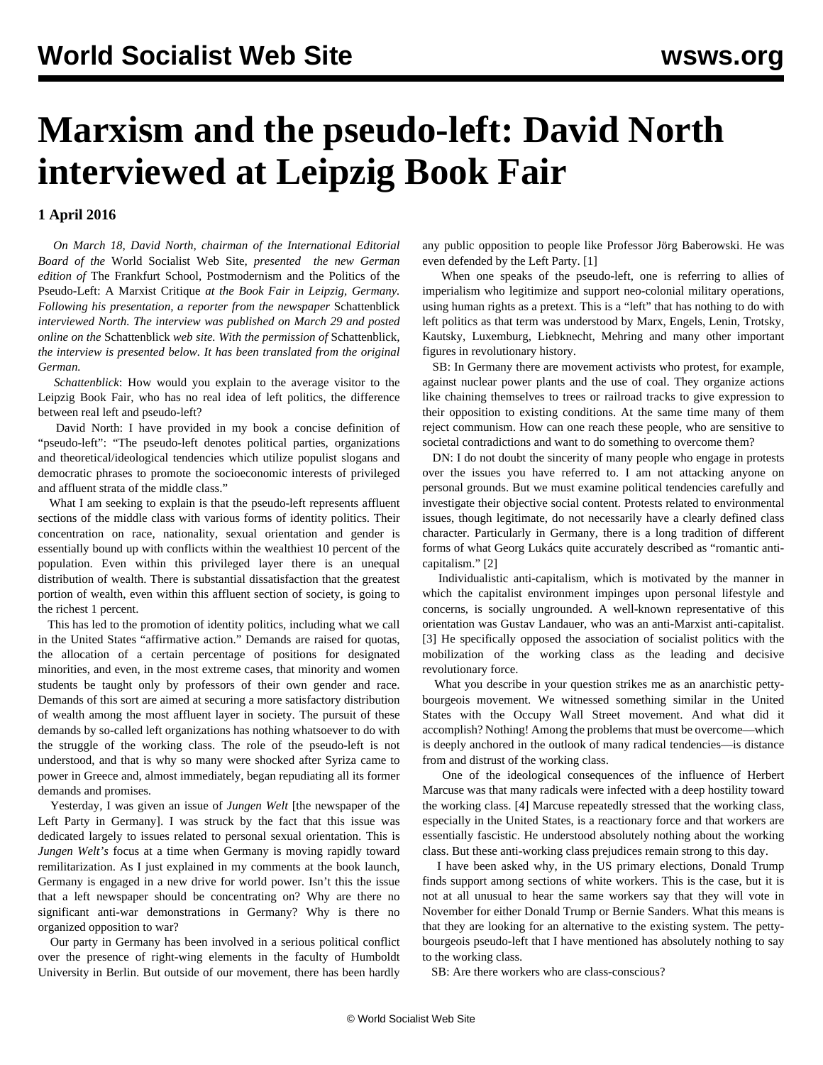# Marxism and the pseudo-left: David North interviewed at Leipzig Book Fair

**1 April 2016**

*On March 18, David North, chairman of the International Editorial Board of the* World Socialist Web Site*, presented the new German edition of* The Frankfurt School, Postmodernism and the Politics of the Pseudo-Left: A Marxist Critique *at the Book Fair in Leipzig, Germany. Following his presentation, a reporter from the newspaper* Schattenblick *interviewed North. The interview was published on March 29 and posted online on the* Schattenblick *web site. With the permission of* Schattenblick*, the interview is presented below. It has been translated from the original German.*

*Schattenblick*: How would you explain to the average visitor to the Leipzig Book Fair, who has no real idea of left politics, the difference between real left and pseudo-left?

David North: I have provided in my book a concise definition of "pseudo-left": "The pseudo-left denotes political parties, organizations and theoretical/ideological tendencies which utilize populist slogans and democratic phrases to promote the socioeconomic interests of privileged and affluent strata of the middle class."

What I am seeking to explain is that the pseudo-left represents affluent sections of the middle class with various forms of identity politics. Their concentration on race, nationality, sexual orientation and gender is essentially bound up with conflicts within the wealthiest 10 percent of the population. Even within this privileged layer there is an unequal distribution of wealth. There is substantial dissatisfaction that the greatest portion of wealth, even within this affluent section of society, is going to the richest 1 percent.

This has led to the promotion of identity politics, including what we call in the United States "affirmative action." Demands are raised for quotas, the allocation of a certain percentage of positions for designated minorities, and even, in the most extreme cases, that minority and women students be taught only by professors of their own gender and race. Demands of this sort are aimed at securing a more satisfactory distribution of wealth among the most affluent layer in society. The pursuit of these demands by so-called left organizations has nothing whatsoever to do with the struggle of the working class. The role of the pseudo-left is not understood, and that is why so many were shocked after Syriza came to power in Greece and, almost immediately, began repudiating all its former demands and promises.

Yesterday, I was given an issue of *Jungen Welt* [the newspaper of the Left Party in Germany]. I was struck by the fact that this issue was dedicated largely to issues related to personal sexual orientation. This is *Jungen Welt's* focus at a time when Germany is moving rapidly toward remilitarization. As I just explained in my comments at the book launch, Germany is engaged in a new drive for world power. Isn't this the issue that a left newspaper should be concentrating on? Why are there no significant anti-war demonstrations in Germany? Why is there no organized opposition to war?

Our party in Germany has been involved in a serious political conflict over the presence of right-wing elements in the faculty of Humboldt University in Berlin. But outside of our movement, there has been hardly any public opposition to people like Professor Jörg Baberowski. He was even defended by the Left Party. [1]

When one speaks of the pseudo-left, one is referring to allies of imperialism who legitimize and support neo-colonial military operations, using human rights as a pretext. This is a "left" that has nothing to do with left politics as that term was understood by Marx, Engels, Lenin, Trotsky, Kautsky, Luxemburg, Liebknecht, Mehring and many other important figures in revolutionary history.

SB: In Germany there are movement activists who protest, for example, against nuclear power plants and the use of coal. They organize actions like chaining themselves to trees or railroad tracks to give expression to their opposition to existing conditions. At the same time many of them reject communism. How can one reach these people, who are sensitive to societal contradictions and want to do something to overcome them?

DN: I do not doubt the sincerity of many people who engage in protests over the issues you have referred to. I am not attacking anyone on personal grounds. But we must examine political tendencies carefully and investigate their objective social content. Protests related to environmental issues, though legitimate, do not necessarily have a clearly defined class character. Particularly in Germany, there is a long tradition of different forms of what Georg Lukács quite accurately described as "romantic anti-capitalism." [2]

Individualistic anti-capitalism, which is motivated by the manner in which the capitalist environment impinges upon personal lifestyle and concerns, is socially ungrounded. A well-known representative of this orientation was Gustav Landauer, who was an anti-Marxist anti-capitalist. [3] He specifically opposed the association of socialist politics with the mobilization of the working class as the leading and decisive revolutionary force.

What you describe in your question strikes me as an anarchistic petty-bourgeois movement. We witnessed something similar in the United States with the Occupy Wall Street movement. And what did it accomplish? Nothing! Among the problems that must be overcome—which is deeply anchored in the outlook of many radical tendencies—is distance from and distrust of the working class.

One of the ideological consequences of the influence of Herbert Marcuse was that many radicals were infected with a deep hostility toward the working class. [4] Marcuse repeatedly stressed that the working class, especially in the United States, is a reactionary force and that workers are essentially fascistic. He understood absolutely nothing about the working class. But these anti-working class prejudices remain strong to this day.

I have been asked why, in the US primary elections, Donald Trump finds support among sections of white workers. This is the case, but it is not at all unusual to hear the same workers say that they will vote in November for either Donald Trump or Bernie Sanders. What this means is that they are looking for an alternative to the existing system. The petty-bourgeois pseudo-left that I have mentioned has absolutely nothing to say to the working class.

SB: Are there workers who are class-conscious?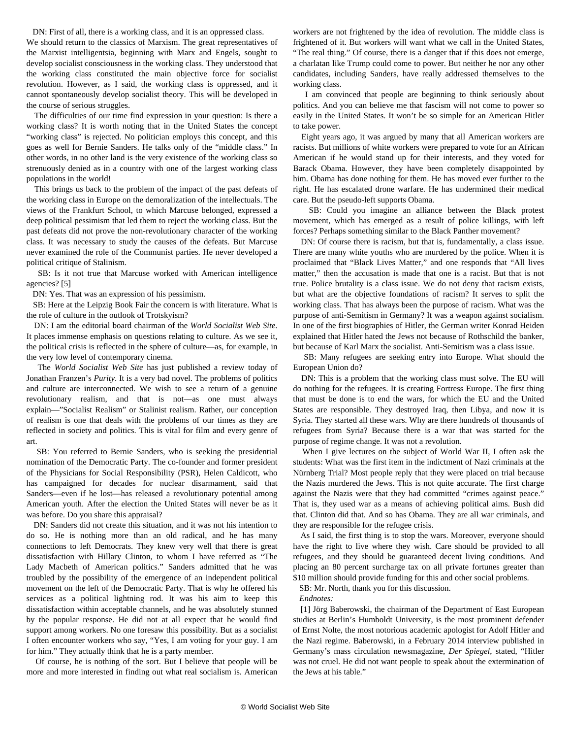DN: First of all, there is a working class, and it is an oppressed class. We should return to the classics of Marxism. The great representatives of the Marxist intelligentsia, beginning with Marx and Engels, sought to develop socialist consciousness in the working class. They understood that the working class constituted the main objective force for socialist revolution. However, as I said, the working class is oppressed, and it cannot spontaneously develop socialist theory. This will be developed in the course of serious struggles.

The difficulties of our time find expression in your question: Is there a working class? It is worth noting that in the United States the concept "working class" is rejected. No politician employs this concept, and this goes as well for Bernie Sanders. He talks only of the "middle class." In other words, in no other land is the very existence of the working class so strenuously denied as in a country with one of the largest working class populations in the world!

This brings us back to the problem of the impact of the past defeats of the working class in Europe on the demoralization of the intellectuals. The views of the Frankfurt School, to which Marcuse belonged, expressed a deep political pessimism that led them to reject the working class. But the past defeats did not prove the non-revolutionary character of the working class. It was necessary to study the causes of the defeats. But Marcuse never examined the role of the Communist parties. He never developed a political critique of Stalinism.

SB: Is it not true that Marcuse worked with American intelligence agencies? [5]

DN: Yes. That was an expression of his pessimism.

SB: Here at the Leipzig Book Fair the concern is with literature. What is the role of culture in the outlook of Trotskyism?

DN: I am the editorial board chairman of the *World Socialist Web Site*. It places immense emphasis on questions relating to culture. As we see it, the political crisis is reflected in the sphere of culture—as, for example, in the very low level of contemporary cinema.

The *World Socialist Web Site* has just published a review today of Jonathan Franzen's *Purity*. It is a very bad novel. The problems of politics and culture are interconnected. We wish to see a return of a genuine revolutionary realism, and that is not—as one must always explain—"Socialist Realism" or Stalinist realism. Rather, our conception of realism is one that deals with the problems of our times as they are reflected in society and politics. This is vital for film and every genre of art.

SB: You referred to Bernie Sanders, who is seeking the presidential nomination of the Democratic Party. The co-founder and former president of the Physicians for Social Responsibility (PSR), Helen Caldicott, who has campaigned for decades for nuclear disarmament, said that Sanders—even if he lost—has released a revolutionary potential among American youth. After the election the United States will never be as it was before. Do you share this appraisal?

DN: Sanders did not create this situation, and it was not his intention to do so. He is nothing more than an old radical, and he has many connections to left Democrats. They knew very well that there is great dissatisfaction with Hillary Clinton, to whom I have referred as "The Lady Macbeth of American politics." Sanders admitted that he was troubled by the possibility of the emergence of an independent political movement on the left of the Democratic Party. That is why he offered his services as a political lightning rod. It was his aim to keep this dissatisfaction within acceptable channels, and he was absolutely stunned by the popular response. He did not at all expect that he would find support among workers. No one foresaw this possibility. But as a socialist I often encounter workers who say, "Yes, I am voting for your guy. I am for him." They actually think that he is a party member.

Of course, he is nothing of the sort. But I believe that people will be more and more interested in finding out what real socialism is. American workers are not frightened by the idea of revolution. The middle class is frightened of it. But workers will want what we call in the United States, "The real thing." Of course, there is a danger that if this does not emerge, a charlatan like Trump could come to power. But neither he nor any other candidates, including Sanders, have really addressed themselves to the working class.

I am convinced that people are beginning to think seriously about politics. And you can believe me that fascism will not come to power so easily in the United States. It won't be so simple for an American Hitler to take power.

Eight years ago, it was argued by many that all American workers are racists. But millions of white workers were prepared to vote for an African American if he would stand up for their interests, and they voted for Barack Obama. However, they have been completely disappointed by him. Obama has done nothing for them. He has moved ever further to the right. He has escalated drone warfare. He has undermined their medical care. But the pseudo-left supports Obama.

SB: Could you imagine an alliance between the Black protest movement, which has emerged as a result of police killings, with left forces? Perhaps something similar to the Black Panther movement?

DN: Of course there is racism, but that is, fundamentally, a class issue. There are many white youths who are murdered by the police. When it is proclaimed that "Black Lives Matter," and one responds that "All lives matter," then the accusation is made that one is a racist. But that is not true. Police brutality is a class issue. We do not deny that racism exists, but what are the objective foundations of racism? It serves to split the working class. That has always been the purpose of racism. What was the purpose of anti-Semitism in Germany? It was a weapon against socialism. In one of the first biographies of Hitler, the German writer Konrad Heiden explained that Hitler hated the Jews not because of Rothschild the banker, but because of Karl Marx the socialist. Anti-Semitism was a class issue.

SB: Many refugees are seeking entry into Europe. What should the European Union do?

DN: This is a problem that the working class must solve. The EU will do nothing for the refugees. It is creating Fortress Europe. The first thing that must be done is to end the wars, for which the EU and the United States are responsible. They destroyed Iraq, then Libya, and now it is Syria. They started all these wars. Why are there hundreds of thousands of refugees from Syria? Because there is a war that was started for the purpose of regime change. It was not a revolution.

When I give lectures on the subject of World War II, I often ask the students: What was the first item in the indictment of Nazi criminals at the Nürnberg Trial? Most people reply that they were placed on trial because the Nazis murdered the Jews. This is not quite accurate. The first charge against the Nazis were that they had committed "crimes against peace." That is, they used war as a means of achieving political aims. Bush did that. Clinton did that. And so has Obama. They are all war criminals, and they are responsible for the refugee crisis.

As I said, the first thing is to stop the wars. Moreover, everyone should have the right to live where they wish. Care should be provided to all refugees, and they should be guaranteed decent living conditions. And placing an 80 percent surcharge tax on all private fortunes greater than $10 million should provide funding for this and other social problems.

SB: Mr. North, thank you for this discussion.

*Endnotes:*

[1] Jörg Baberowski, the chairman of the Department of East European studies at Berlin's Humboldt University, is the most prominent defender of Ernst Nolte, the most notorious academic apologist for Adolf Hitler and the Nazi regime. Baberowski, in a February 2014 interview published in Germany's mass circulation newsmagazine, *Der Spiegel*, stated, "Hitler was not cruel. He did not want people to speak about the extermination of the Jews at his table."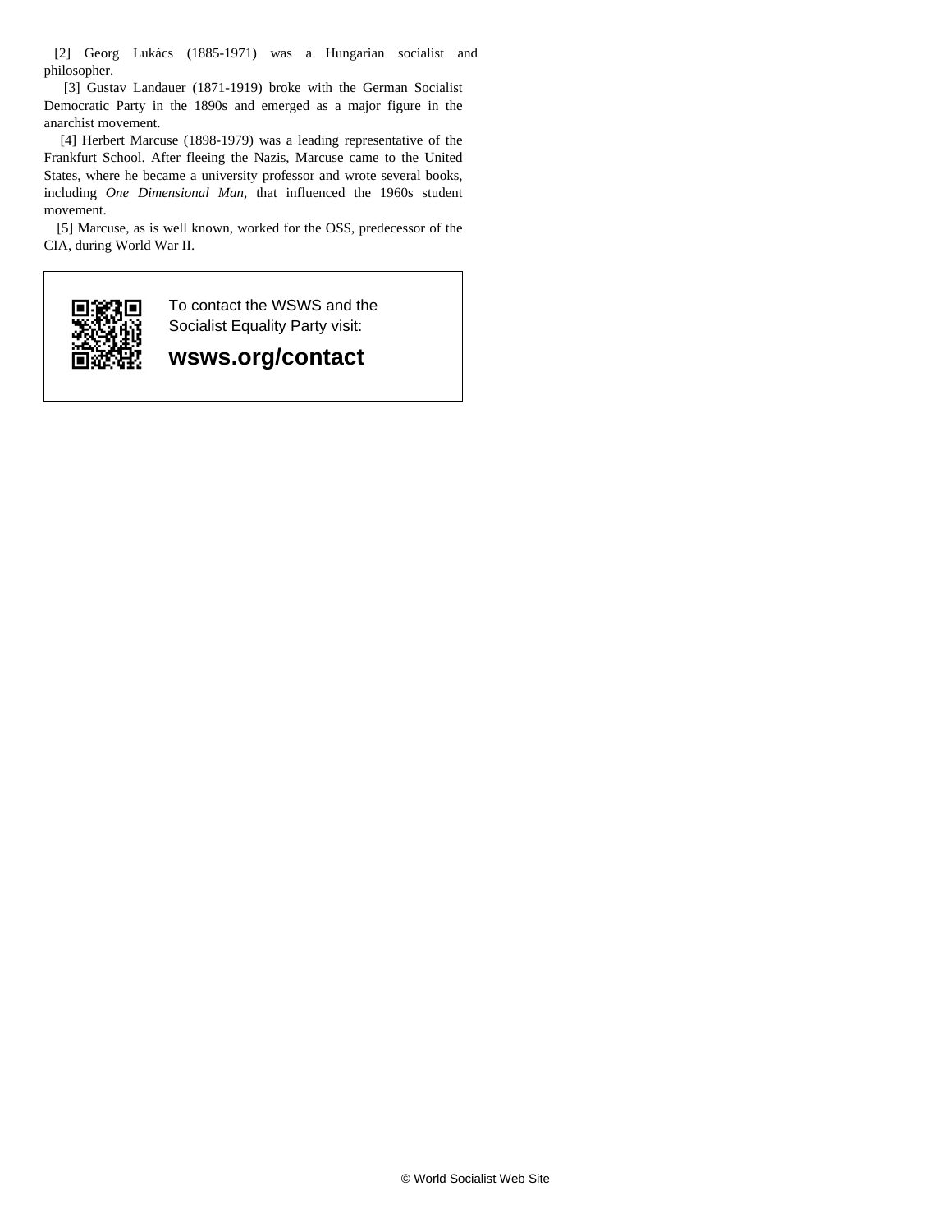[2] Georg Lukács (1885-1971) was a Hungarian socialist and philosopher.

[3] Gustav Landauer (1871-1919) broke with the German Socialist Democratic Party in the 1890s and emerged as a major figure in the anarchist movement.

[4] Herbert Marcuse (1898-1979) was a leading representative of the Frankfurt School. After fleeing the Nazis, Marcuse came to the United States, where he became a university professor and wrote several books, including *One Dimensional Man*, that influenced the 1960s student movement.

[5] Marcuse, as is well known, worked for the OSS, predecessor of the CIA, during World War II.

To contact the WSWS and the Socialist Equality Party visit:

**wsws.org/contact**